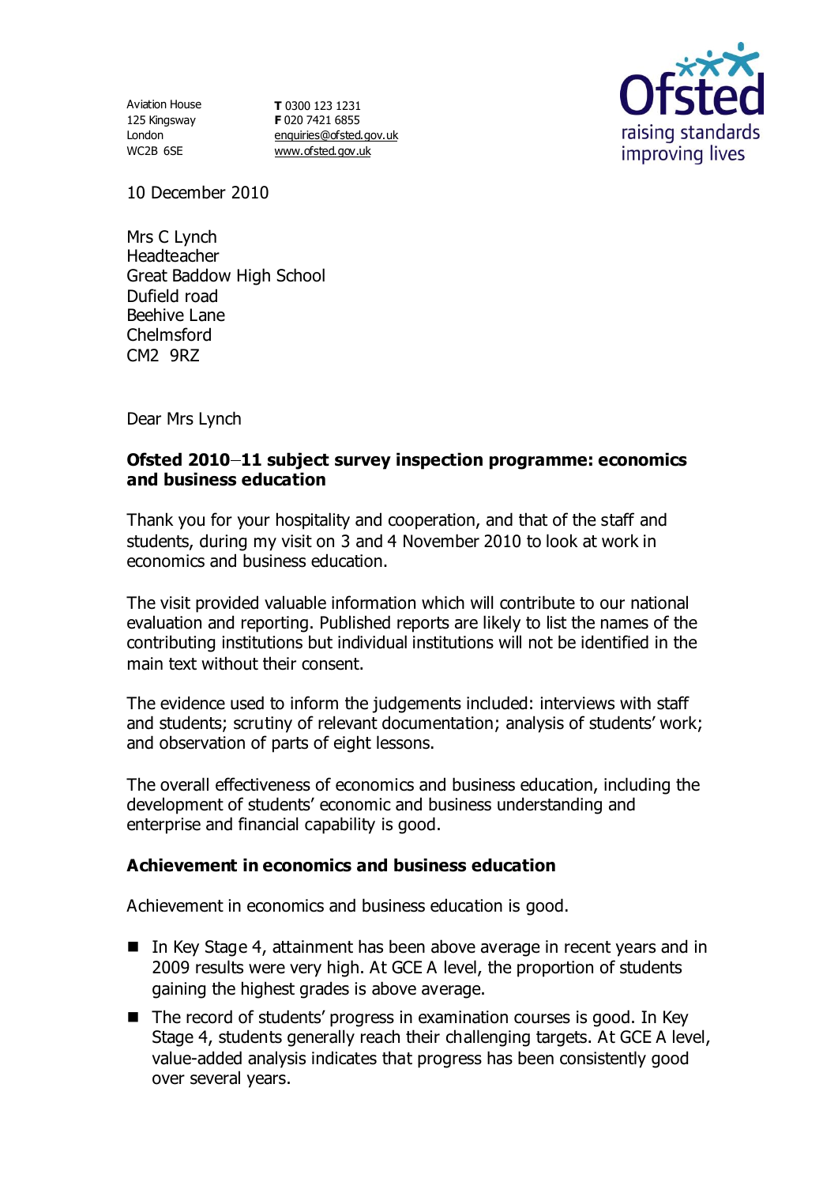Aviation House
125 Kingsway
London
WC2B 6SE

**T** 0300 123 1231
**F** 020 7421 6855
enquiries@ofsted.gov.uk
www.ofsted.gov.uk

10 December 2010

Mrs C Lynch
Headteacher
Great Baddow High School
Dufield road
Beehive Lane
Chelmsford
CM2 9RZ

Dear Mrs Lynch

**Ofsted 2010–11 subject survey inspection programme: economics and business education**

Thank you for your hospitality and cooperation, and that of the staff and students, during my visit on 3 and 4 November 2010 to look at work in economics and business education.

The visit provided valuable information which will contribute to our national evaluation and reporting. Published reports are likely to list the names of the contributing institutions but individual institutions will not be identified in the main text without their consent.

The evidence used to inform the judgements included: interviews with staff and students; scrutiny of relevant documentation; analysis of students' work; and observation of parts of eight lessons.

The overall effectiveness of economics and business education, including the development of students' economic and business understanding and enterprise and financial capability is good.

### Achievement in economics and business education

Achievement in economics and business education is good.

- In Key Stage 4, attainment has been above average in recent years and in 2009 results were very high. At GCE A level, the proportion of students gaining the highest grades is above average.
- The record of students' progress in examination courses is good. In Key Stage 4, students generally reach their challenging targets. At GCE A level, value-added analysis indicates that progress has been consistently good over several years.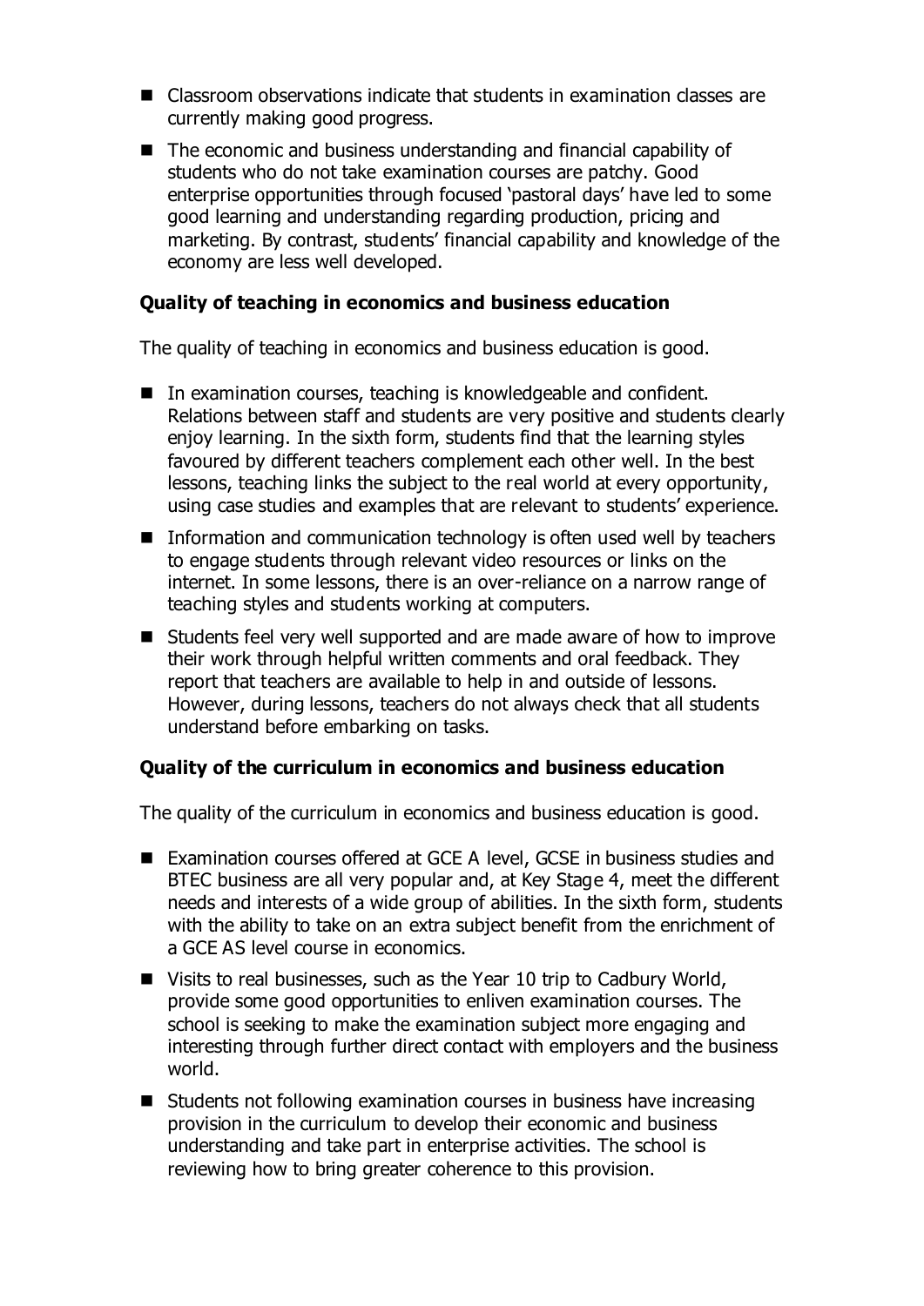- Classroom observations indicate that students in examination classes are currently making good progress.
- The economic and business understanding and financial capability of students who do not take examination courses are patchy. Good enterprise opportunities through focused 'pastoral days' have led to some good learning and understanding regarding production, pricing and marketing. By contrast, students' financial capability and knowledge of the economy are less well developed.

### Quality of teaching in economics and business education

The quality of teaching in economics and business education is good.

- In examination courses, teaching is knowledgeable and confident. Relations between staff and students are very positive and students clearly enjoy learning. In the sixth form, students find that the learning styles favoured by different teachers complement each other well. In the best lessons, teaching links the subject to the real world at every opportunity, using case studies and examples that are relevant to students' experience.
- Information and communication technology is often used well by teachers to engage students through relevant video resources or links on the internet. In some lessons, there is an over-reliance on a narrow range of teaching styles and students working at computers.
- Students feel very well supported and are made aware of how to improve their work through helpful written comments and oral feedback. They report that teachers are available to help in and outside of lessons. However, during lessons, teachers do not always check that all students understand before embarking on tasks.

### Quality of the curriculum in economics and business education

The quality of the curriculum in economics and business education is good.

- Examination courses offered at GCE A level, GCSE in business studies and BTEC business are all very popular and, at Key Stage 4, meet the different needs and interests of a wide group of abilities. In the sixth form, students with the ability to take on an extra subject benefit from the enrichment of a GCE AS level course in economics.
- Visits to real businesses, such as the Year 10 trip to Cadbury World, provide some good opportunities to enliven examination courses. The school is seeking to make the examination subject more engaging and interesting through further direct contact with employers and the business world.
- Students not following examination courses in business have increasing provision in the curriculum to develop their economic and business understanding and take part in enterprise activities. The school is reviewing how to bring greater coherence to this provision.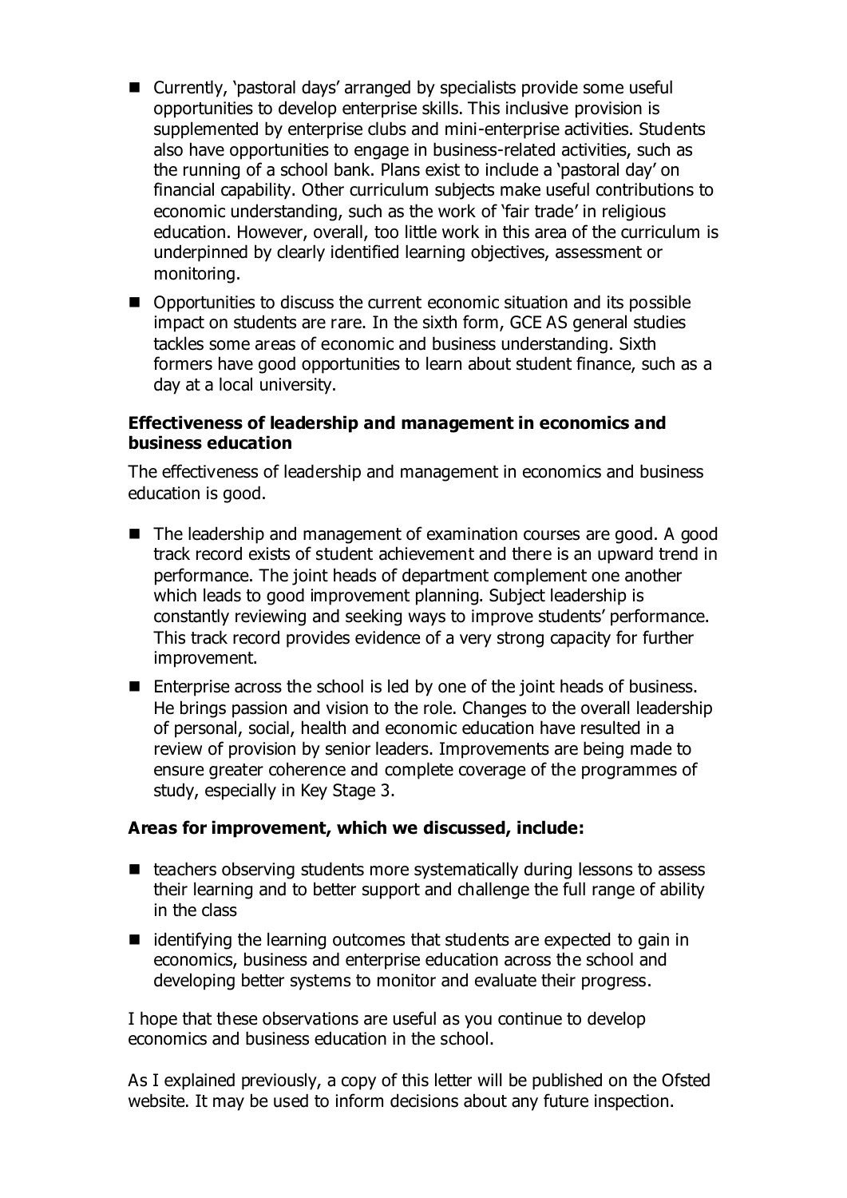- Currently, 'pastoral days' arranged by specialists provide some useful opportunities to develop enterprise skills. This inclusive provision is supplemented by enterprise clubs and mini-enterprise activities. Students also have opportunities to engage in business-related activities, such as the running of a school bank. Plans exist to include a 'pastoral day' on financial capability. Other curriculum subjects make useful contributions to economic understanding, such as the work of 'fair trade' in religious education. However, overall, too little work in this area of the curriculum is underpinned by clearly identified learning objectives, assessment or monitoring.
- Opportunities to discuss the current economic situation and its possible impact on students are rare. In the sixth form, GCE AS general studies tackles some areas of economic and business understanding. Sixth formers have good opportunities to learn about student finance, such as a day at a local university.

**Effectiveness of leadership and management in economics and business education**

The effectiveness of leadership and management in economics and business education is good.

- The leadership and management of examination courses are good. A good track record exists of student achievement and there is an upward trend in performance. The joint heads of department complement one another which leads to good improvement planning. Subject leadership is constantly reviewing and seeking ways to improve students' performance. This track record provides evidence of a very strong capacity for further improvement.
- Enterprise across the school is led by one of the joint heads of business. He brings passion and vision to the role. Changes to the overall leadership of personal, social, health and economic education have resulted in a review of provision by senior leaders. Improvements are being made to ensure greater coherence and complete coverage of the programmes of study, especially in Key Stage 3.

**Areas for improvement, which we discussed, include:**

- teachers observing students more systematically during lessons to assess their learning and to better support and challenge the full range of ability in the class
- identifying the learning outcomes that students are expected to gain in economics, business and enterprise education across the school and developing better systems to monitor and evaluate their progress.

I hope that these observations are useful as you continue to develop economics and business education in the school.

As I explained previously, a copy of this letter will be published on the Ofsted website. It may be used to inform decisions about any future inspection.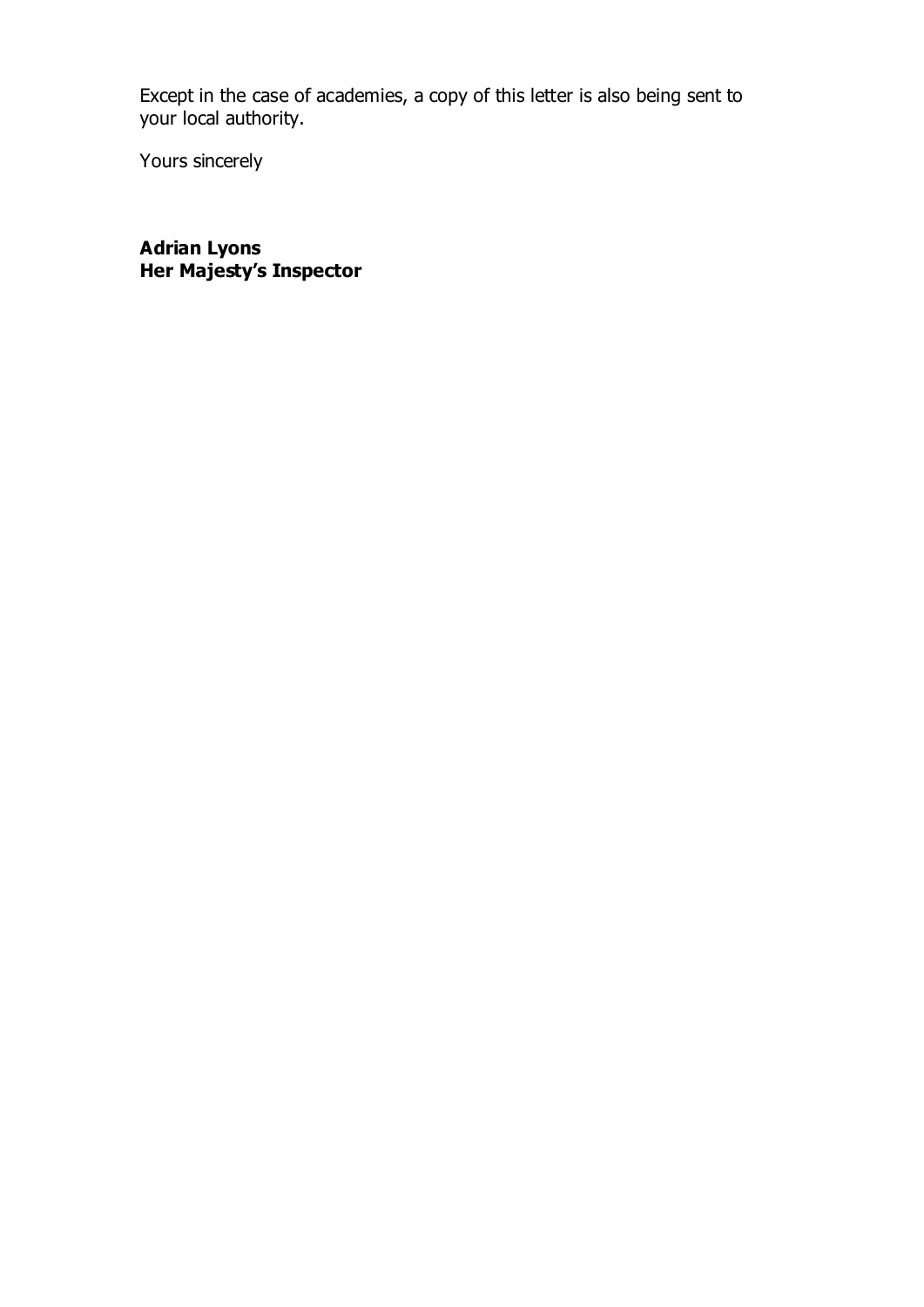Except in the case of academies, a copy of this letter is also being sent to your local authority.

Yours sincerely

**Adrian Lyons**
**Her Majesty's Inspector**